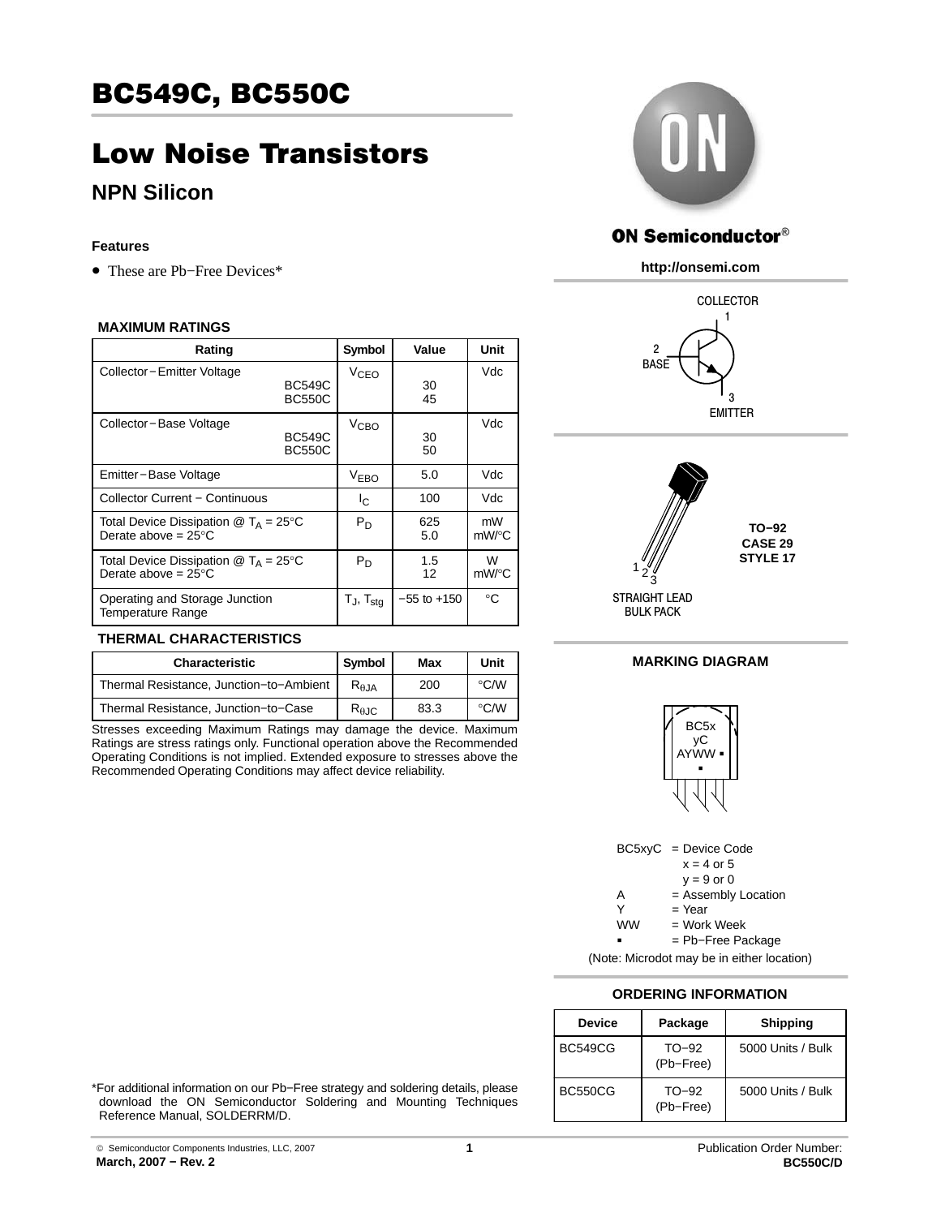# BC549C, BC550C

# Low Noise Transistors

## NPN Silicon

### Features

- These are Pb−Free Devices*

ON Semiconductor®

http://onsemi.com

COLLECTOR 1

2 BASE

3 EMITTER

TO−92
CASE 29
STYLE 17

STRAIGHT LEAD
BULK PACK

### MAXIMUM RATINGS

| Rating | Symbol | Value | Unit |
|---|---|---|---|
| Collector−Emitter Voltage BC549C BC550C | $V_{CEO}$ | 30 45 | Vdc |
| Collector−Base Voltage BC549C BC550C | $V_{CBO}$ | 30 50 | Vdc |
| Emitter−Base Voltage | $V_{EBO}$ | 5.0 | Vdc |
| Collector Current − Continuous | $I_C$ | 100 | Vdc |
| Total Device Dissipation @ $T_A$ = 25°C Derate above = 25°C | $P_D$ | 625 5.0 | mW mW/°C |
| Total Device Dissipation @ $T_A$ = 25°C Derate above = 25°C | $P_D$ | 1.5 12 | W mW/°C |
| Operating and Storage Junction Temperature Range | $T_J$, $T_{stg}$ | −55 to +150 | °C |

### THERMAL CHARACTERISTICS

| Characteristic | Symbol | Max | Unit |
|---|---|---|---|
| Thermal Resistance, Junction−to−Ambient | $R_{\theta JA}$ | 200 | °C/W |
| Thermal Resistance, Junction−to−Case | $R_{\theta JC}$ | 83.3 | °C/W |

Stresses exceeding Maximum Ratings may damage the device. Maximum Ratings are stress ratings only. Functional operation above the Recommended Operating Conditions is not implied. Extended exposure to stresses above the Recommended Operating Conditions may affect device reliability.

### MARKING DIAGRAM

BC5x
yC
AYWW ▪
▪

BC5xyC = Device Code
x = 4 or 5
y = 9 or 0
A = Assembly Location
Y = Year
WW = Work Week
▪ = Pb−Free Package

(Note: Microdot may be in either location)

### ORDERING INFORMATION

| Device | Package | Shipping |
|---|---|---|
| BC549CG | TO−92 (Pb−Free) | 5000 Units / Bulk |
| BC550CG | TO−92 (Pb−Free) | 5000 Units / Bulk |

*For additional information on our Pb−Free strategy and soldering details, please download the ON Semiconductor Soldering and Mounting Techniques Reference Manual, SOLDERRM/D.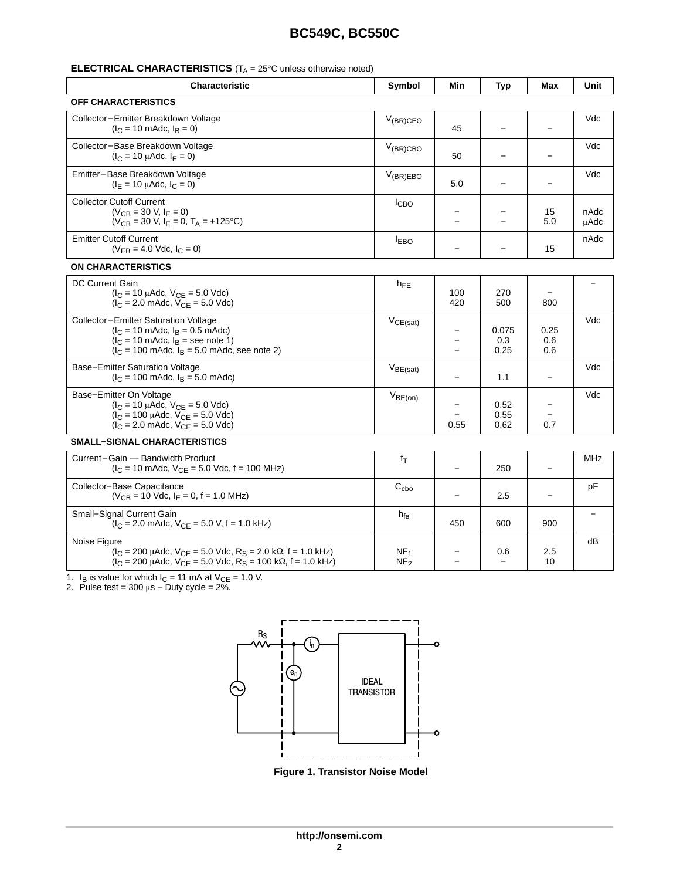**ELECTRICAL CHARACTERISTICS** ($T_A$ = 25°C unless otherwise noted)

| Characteristic | Symbol | Min | Typ | Max | Unit |
|---|---|---|---|---|---|
| **OFF CHARACTERISTICS** | | | | | |
| Collector−Emitter Breakdown Voltage ($I_C$ = 10 mAdc, $I_B$ = 0) | $V_{(BR)CEO}$ | 45 | − | − | Vdc |
| Collector−Base Breakdown Voltage ($I_C$ = 10 μAdc, $I_E$ = 0) | $V_{(BR)CBO}$ | 50 | − | − | Vdc |
| Emitter−Base Breakdown Voltage ($I_E$ = 10 μAdc, $I_C$ = 0) | $V_{(BR)EBO}$ | 5.0 | − | − | Vdc |
| Collector Cutoff Current ($V_{CB}$ = 30 V, $I_E$ = 0) | $I_{CBO}$ | − | − | 15 | nAdc |
| ($V_{CB}$ = 30 V, $I_E$ = 0, $T_A$ = +125°C) | | − | − | 5.0 | μAdc |
| Emitter Cutoff Current ($V_{EB}$ = 4.0 Vdc, $I_C$ = 0) | $I_{EBO}$ | − | − | 15 | nAdc |
| **ON CHARACTERISTICS** | | | | | |
| DC Current Gain ($I_C$ = 10 μAdc, $V_{CE}$ = 5.0 Vdc) | $h_{FE}$ | 100 | 270 | − | − |
| ($I_C$ = 2.0 mAdc, $V_{CE}$ = 5.0 Vdc) | | 420 | 500 | 800 | |
| Collector−Emitter Saturation Voltage ($I_C$ = 10 mAdc, $I_B$ = 0.5 mAdc) | $V_{CE(sat)}$ | − | 0.075 | 0.25 | Vdc |
| ($I_C$ = 10 mAdc, $I_B$ = see note 1) | | − | 0.3 | 0.6 | |
| ($I_C$ = 100 mAdc, $I_B$ = 5.0 mAdc, see note 2) | | − | 0.25 | 0.6 | |
| Base−Emitter Saturation Voltage ($I_C$ = 100 mAdc, $I_B$ = 5.0 mAdc) | $V_{BE(sat)}$ | − | 1.1 | − | Vdc |
| Base−Emitter On Voltage ($I_C$ = 10 μAdc, $V_{CE}$ = 5.0 Vdc) | $V_{BE(on)}$ | − | 0.52 | − | Vdc |
| ($I_C$ = 100 μAdc, $V_{CE}$ = 5.0 Vdc) | | − | 0.55 | − | |
| ($I_C$ = 2.0 mAdc, $V_{CE}$ = 5.0 Vdc) | | 0.55 | 0.62 | 0.7 | |
| **SMALL−SIGNAL CHARACTERISTICS** | | | | | |
| Current−Gain — Bandwidth Product ($I_C$ = 10 mAdc, $V_{CE}$ = 5.0 Vdc, f = 100 MHz) | $f_T$ | − | 250 | − | MHz |
| Collector−Base Capacitance ($V_{CB}$ = 10 Vdc, $I_E$ = 0, f = 1.0 MHz) | $C_{cbo}$ | − | 2.5 | − | pF |
| Small−Signal Current Gain ($I_C$ = 2.0 mAdc, $V_{CE}$ = 5.0 V, f = 1.0 kHz) | $h_{fe}$ | 450 | 600 | 900 | − |
| Noise Figure ($I_C$ = 200 μAdc, $V_{CE}$ = 5.0 Vdc, $R_S$ = 2.0 kΩ, f = 1.0 kHz) | $NF_1$ | − | 0.6 | 2.5 | dB |
| ($I_C$ = 200 μAdc, $V_{CE}$ = 5.0 Vdc, $R_S$ = 100 kΩ, f = 1.0 kHz) | $NF_2$ | − | − | 10 | |

1. $I_B$ is value for which $I_C$ = 11 mA at $V_{CE}$ = 1.0 V.
2. Pulse test = 300 μs − Duty cycle = 2%.

**Figure 1. Transistor Noise Model**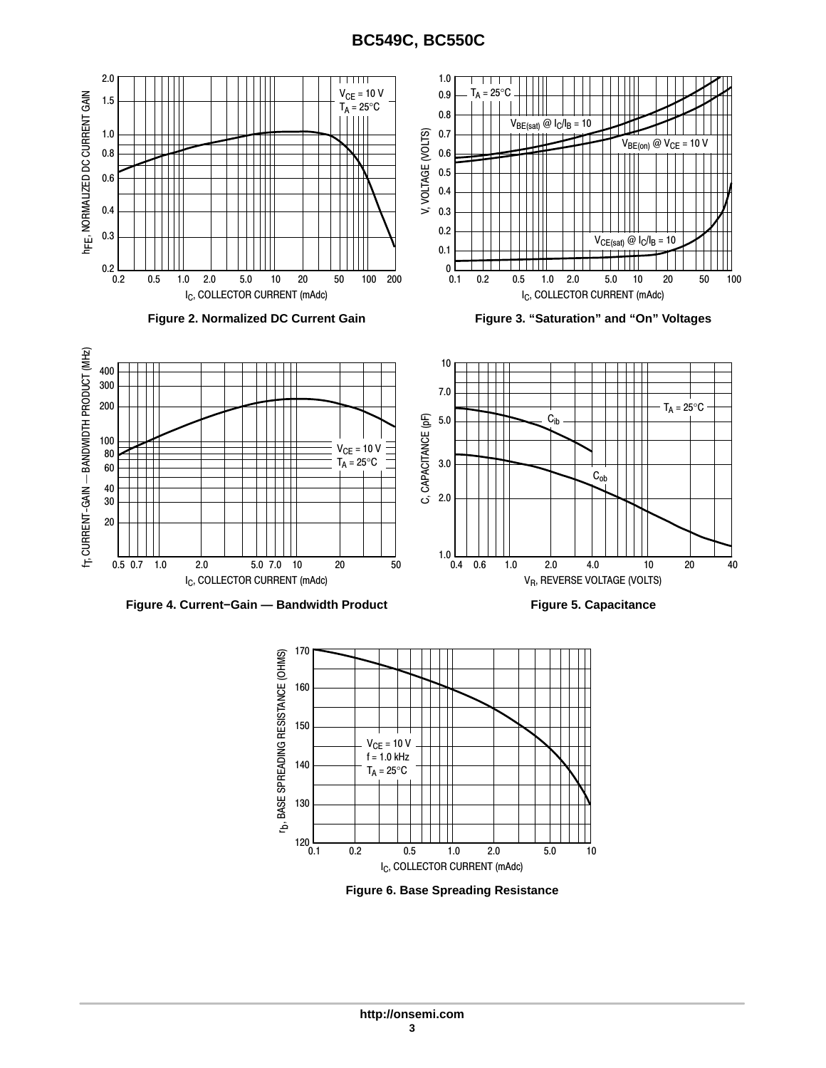Figure 2. Normalized DC Current Gain

Figure 3. “Saturation” and “On” Voltages

Figure 4. Current−Gain — Bandwidth Product

Figure 5. Capacitance

Figure 6. Base Spreading Resistance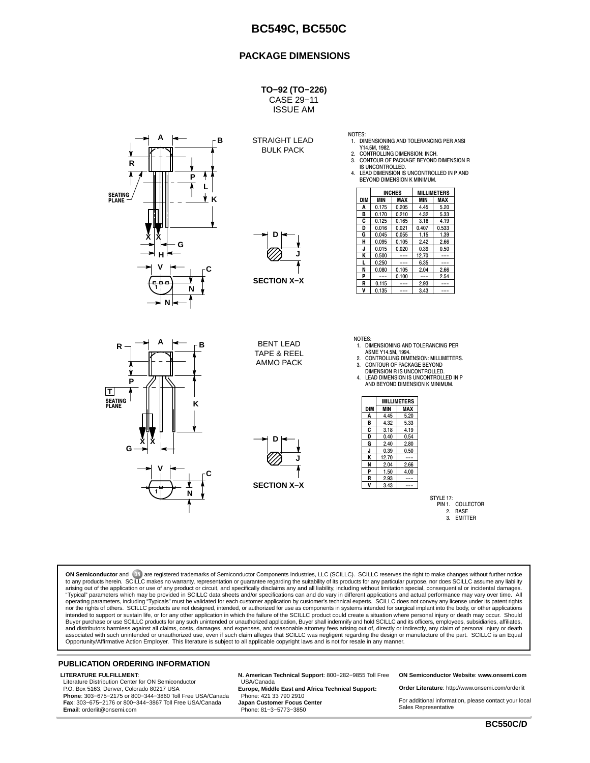## PACKAGE DIMENSIONS

**TO−92 (TO−226)**
CASE 29−11
ISSUE AM

STRAIGHT LEAD
BULK PACK

SECTION X−X

NOTES:
1. DIMENSIONING AND TOLERANCING PER ANSI Y14.5M, 1982.
2. CONTROLLING DIMENSION: INCH.
3. CONTOUR OF PACKAGE BEYOND DIMENSION R IS UNCONTROLLED.
4. LEAD DIMENSION IS UNCONTROLLED IN P AND BEYOND DIMENSION K MINIMUM.

| DIM | INCHES | | MILLIMETERS | |
|---|---|---|---|---|
| | MIN | MAX | MIN | MAX |
| A | 0.175 | 0.205 | 4.45 | 5.20 |
| B | 0.170 | 0.210 | 4.32 | 5.33 |
| C | 0.125 | 0.165 | 3.18 | 4.19 |
| D | 0.016 | 0.021 | 0.407 | 0.533 |
| G | 0.045 | 0.055 | 1.15 | 1.39 |
| H | 0.095 | 0.105 | 2.42 | 2.66 |
| J | 0.015 | 0.020 | 0.39 | 0.50 |
| K | 0.500 | --- | 12.70 | --- |
| L | 0.250 | --- | 6.35 | --- |
| N | 0.080 | 0.105 | 2.04 | 2.66 |
| P | --- | 0.100 | --- | 2.54 |
| R | 0.115 | --- | 2.93 | --- |
| V | 0.135 | --- | 3.43 | --- |

BENT LEAD
TAPE & REEL
AMMO PACK

SECTION X−X

NOTES:
1. DIMENSIONING AND TOLERANCING PER ASME Y14.5M, 1994.
2. CONTROLLING DIMENSION: MILLIMETERS.
3. CONTOUR OF PACKAGE BEYOND DIMENSION R IS UNCONTROLLED.
4. LEAD DIMENSION IS UNCONTROLLED IN P AND BEYOND DIMENSION K MINIMUM.

| DIM | MILLIMETERS | |
|---|---|---|
| | MIN | MAX |
| A | 4.45 | 5.20 |
| B | 4.32 | 5.33 |
| C | 3.18 | 4.19 |
| D | 0.40 | 0.54 |
| G | 2.40 | 2.80 |
| J | 0.39 | 0.50 |
| K | 12.70 | --- |
| N | 2.04 | 2.66 |
| P | 1.50 | 4.00 |
| R | 2.93 | --- |
| V | 3.43 | --- |

STYLE 17:
PIN 1. COLLECTOR
2. BASE
3. EMITTER

**ON Semiconductor** and ON are registered trademarks of Semiconductor Components Industries, LLC (SCILLC). SCILLC reserves the right to make changes without further notice to any products herein. SCILLC makes no warranty, representation or guarantee regarding the suitability of its products for any particular purpose, nor does SCILLC assume any liability arising out of the application or use of any product or circuit, and specifically disclaims any and all liability, including without limitation special, consequential or incidental damages. "Typical" parameters which may be provided in SCILLC data sheets and/or specifications can and do vary in different applications and actual performance may vary over time. All operating parameters, including "Typicals" must be validated for each customer application by customer's technical experts. SCILLC does not convey any license under its patent rights nor the rights of others. SCILLC products are not designed, intended, or authorized for use as components in systems intended for surgical implant into the body, or other applications intended to support or sustain life, or for any other application in which the failure of the SCILLC product could create a situation where personal injury or death may occur. Should Buyer purchase or use SCILLC products for any such unintended or unauthorized application, Buyer shall indemnify and hold SCILLC and its officers, employees, subsidiaries, affiliates, and distributors harmless against all claims, costs, damages, and expenses, and reasonable attorney fees arising out of, directly or indirectly, any claim of personal injury or death associated with such unintended or unauthorized use, even if such claim alleges that SCILLC was negligent regarding the design or manufacture of the part. SCILLC is an Equal Opportunity/Affirmative Action Employer. This literature is subject to all applicable copyright laws and is not for resale in any manner.

### PUBLICATION ORDERING INFORMATION

**LITERATURE FULFILLMENT**:
Literature Distribution Center for ON Semiconductor
P.O. Box 5163, Denver, Colorado 80217 USA
**Phone**: 303−675−2175 or 800−344−3860 Toll Free USA/Canada
**Fax**: 303−675−2176 or 800−344−3867 Toll Free USA/Canada
**Email**: orderlit@onsemi.com

**N. American Technical Support**: 800−282−9855 Toll Free USA/Canada
**Europe, Middle East and Africa Technical Support:**
Phone: 421 33 790 2910
**Japan Customer Focus Center**
Phone: 81−3−5773−3850

**ON Semiconductor Website**: **www.onsemi.com**

**Order Literature**: http://www.onsemi.com/orderlit

For additional information, please contact your local Sales Representative

**BC550C/D**